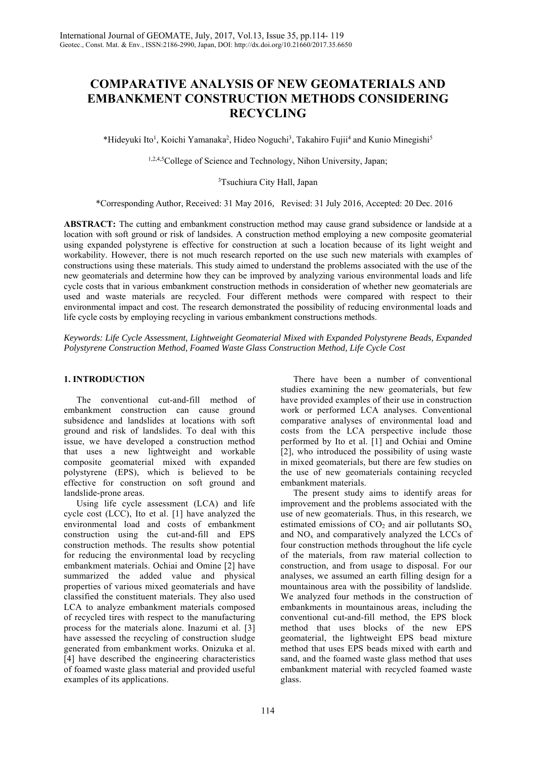# COMPARATIVE ANALYSIS OF NEW GEOMATERIALS AND EMBANKMENT CONSTRUCTION METHODS CONSIDERING RECYCLING

*Hideyuki Ito[1], Koichi Yamanaka[2], Hideo Noguchi[3], Takahiro Fujii[4] and Kunio Minegishi[5]

[1,2,4,5]College of Science and Technology, Nihon University, Japan;

[3]Tsuchiura City Hall, Japan

*Corresponding Author, Received: 31 May 2016, Revised: 31 July 2016, Accepted: 20 Dec. 2016

**ABSTRACT:** The cutting and embankment construction method may cause grand subsidence or landside at a location with soft ground or risk of landsides. A construction method employing a new composite geomaterial using expanded polystyrene is effective for construction at such a location because of its light weight and workability. However, there is not much research reported on the use such new materials with examples of constructions using these materials. This study aimed to understand the problems associated with the use of the new geomaterials and determine how they can be improved by analyzing various environmental loads and life cycle costs that in various embankment construction methods in consideration of whether new geomaterials are used and waste materials are recycled. Four different methods were compared with respect to their environmental impact and cost. The research demonstrated the possibility of reducing environmental loads and life cycle costs by employing recycling in various embankment constructions methods.

*Keywords: Life Cycle Assessment, Lightweight Geomaterial Mixed with Expanded Polystyrene Beads, Expanded Polystyrene Construction Method, Foamed Waste Glass Construction Method, Life Cycle Cost*

## 1. INTRODUCTION

The conventional cut-and-fill method of embankment construction can cause ground subsidence and landslides at locations with soft ground and risk of landslides. To deal with this issue, we have developed a construction method that uses a new lightweight and workable composite geomaterial mixed with expanded polystyrene (EPS), which is believed to be effective for construction on soft ground and landslide-prone areas.

Using life cycle assessment (LCA) and life cycle cost (LCC), Ito et al. [1] have analyzed the environmental load and costs of embankment construction using the cut-and-fill and EPS construction methods. The results show potential for reducing the environmental load by recycling embankment materials. Ochiai and Omine [2] have summarized the added value and physical properties of various mixed geomaterials and have classified the constituent materials. They also used LCA to analyze embankment materials composed of recycled tires with respect to the manufacturing process for the materials alone. Inazumi et al. [3] have assessed the recycling of construction sludge generated from embankment works. Onizuka et al. [4] have described the engineering characteristics of foamed waste glass material and provided useful examples of its applications.

There have been a number of conventional studies examining the new geomaterials, but few have provided examples of their use in construction work or performed LCA analyses. Conventional comparative analyses of environmental load and costs from the LCA perspective include those performed by Ito et al. [1] and Ochiai and Omine [2], who introduced the possibility of using waste in mixed geomaterials, but there are few studies on the use of new geomaterials containing recycled embankment materials.

The present study aims to identify areas for improvement and the problems associated with the use of new geomaterials. Thus, in this research, we estimated emissions of $CO_2$ and air pollutants $SO_x$ and $NO_x$ and comparatively analyzed the LCCs of four construction methods throughout the life cycle of the materials, from raw material collection to construction, and from usage to disposal. For our analyses, we assumed an earth filling design for a mountainous area with the possibility of landslide. We analyzed four methods in the construction of embankments in mountainous areas, including the conventional cut-and-fill method, the EPS block method that uses blocks of the new EPS geomaterial, the lightweight EPS bead mixture method that uses EPS beads mixed with earth and sand, and the foamed waste glass method that uses embankment material with recycled foamed waste glass.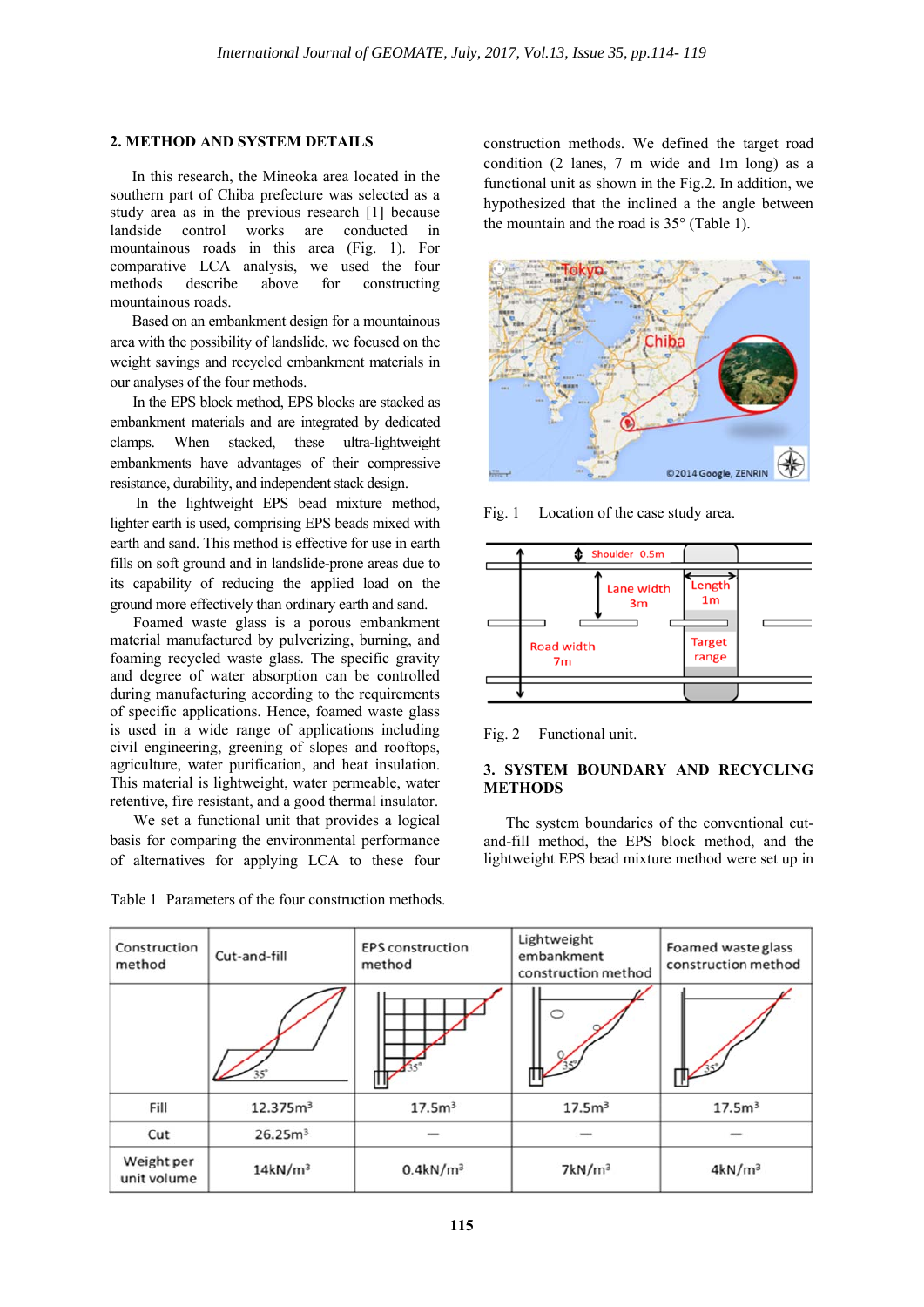## 2. METHOD AND SYSTEM DETAILS

In this research, the Mineoka area located in the southern part of Chiba prefecture was selected as a study area as in the previous research [1] because landside control works are conducted in mountainous roads in this area (Fig. 1). For comparative LCA analysis, we used the four methods describe above for constructing mountainous roads.

Based on an embankment design for a mountainous area with the possibility of landslide, we focused on the weight savings and recycled embankment materials in our analyses of the four methods.

In the EPS block method, EPS blocks are stacked as embankment materials and are integrated by dedicated clamps. When stacked, these ultra-lightweight embankments have advantages of their compressive resistance, durability, and independent stack design.

In the lightweight EPS bead mixture method, lighter earth is used, comprising EPS beads mixed with earth and sand. This method is effective for use in earth fills on soft ground and in landslide-prone areas due to its capability of reducing the applied load on the ground more effectively than ordinary earth and sand.

Foamed waste glass is a porous embankment material manufactured by pulverizing, burning, and foaming recycled waste glass. The specific gravity and degree of water absorption can be controlled during manufacturing according to the requirements of specific applications. Hence, foamed waste glass is used in a wide range of applications including civil engineering, greening of slopes and rooftops, agriculture, water purification, and heat insulation. This material is lightweight, water permeable, water retentive, fire resistant, and a good thermal insulator.

We set a functional unit that provides a logical basis for comparing the environmental performance of alternatives for applying LCA to these four construction methods. We defined the target road condition (2 lanes, 7 m wide and 1m long) as a functional unit as shown in the Fig.2. In addition, we hypothesized that the inclined a the angle between the mountain and the road is 35° (Table 1).

Fig. 1 Location of the case study area.

Fig. 2 Functional unit.

## 3. SYSTEM BOUNDARY AND RECYCLING METHODS

The system boundaries of the conventional cut-and-fill method, the EPS block method, and the lightweight EPS bead mixture method were set up in

Table 1 Parameters of the four construction methods.

| Construction method | Cut-and-fill | EPS construction method | Lightweight embankment construction method | Foamed waste glass construction method |
|---|---|---|---|---|
| | | | | |
| Fill | 12.375m³ | 17.5m³ | 17.5m³ | 17.5m³ |
| Cut | 26.25m³ | — | — | — |
| Weight per unit volume | 14kN/m³ | 0.4kN/m³ | 7kN/m³ | 4kN/m³ |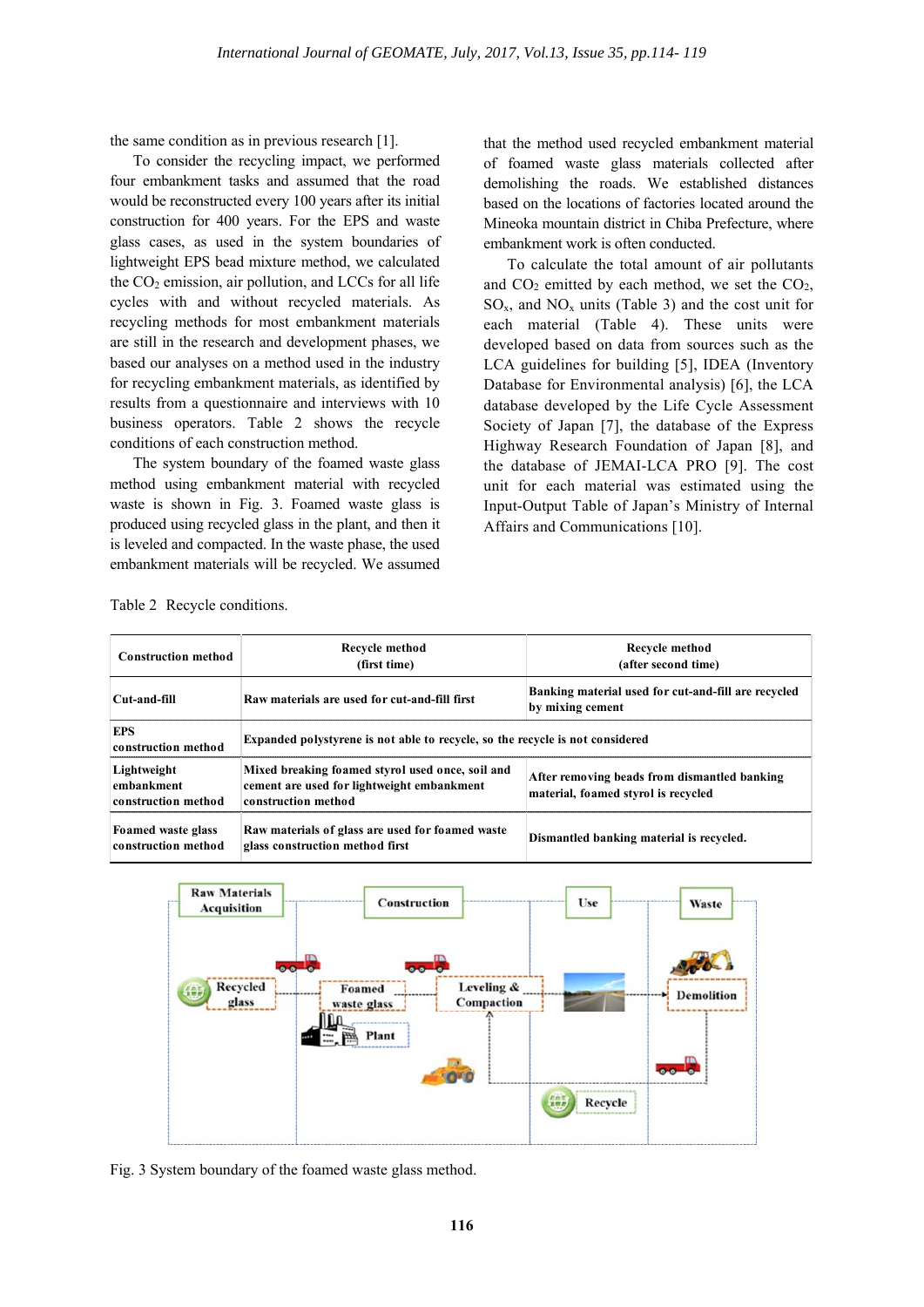the same condition as in previous research [1].

To consider the recycling impact, we performed four embankment tasks and assumed that the road would be reconstructed every 100 years after its initial construction for 400 years. For the EPS and waste glass cases, as used in the system boundaries of lightweight EPS bead mixture method, we calculated the $CO_2$ emission, air pollution, and LCCs for all life cycles with and without recycled materials. As recycling methods for most embankment materials are still in the research and development phases, we based our analyses on a method used in the industry for recycling embankment materials, as identified by results from a questionnaire and interviews with 10 business operators. Table 2 shows the recycle conditions of each construction method.

The system boundary of the foamed waste glass method using embankment material with recycled waste is shown in Fig. 3. Foamed waste glass is produced using recycled glass in the plant, and then it is leveled and compacted. In the waste phase, the used embankment materials will be recycled. We assumed that the method used recycled embankment material of foamed waste glass materials collected after demolishing the roads. We established distances based on the locations of factories located around the Mineoka mountain district in Chiba Prefecture, where embankment work is often conducted.

To calculate the total amount of air pollutants and $CO_2$ emitted by each method, we set the $CO_2$, $SO_x$, and $NO_x$ units (Table 3) and the cost unit for each material (Table 4). These units were developed based on data from sources such as the LCA guidelines for building [5], IDEA (Inventory Database for Environmental analysis) [6], the LCA database developed by the Life Cycle Assessment Society of Japan [7], the database of the Express Highway Research Foundation of Japan [8], and the database of JEMAI-LCA PRO [9]. The cost unit for each material was estimated using the Input-Output Table of Japan's Ministry of Internal Affairs and Communications [10].

Table 2 Recycle conditions.

| Construction method | Recycle method (first time) | Recycle method (after second time) |
|---|---|---|
| Cut-and-fill | Raw materials are used for cut-and-fill first | Banking material used for cut-and-fill are recycled by mixing cement |
| EPS construction method | Expanded polystyrene is not able to recycle, so the recycle is not considered | |
| Lightweight embankment construction method | Mixed breaking foamed styrol used once, soil and cement are used for lightweight embankment construction method | After removing beads from dismantled banking material, foamed styrol is recycled |
| Foamed waste glass construction method | Raw materials of glass are used for foamed waste glass construction method first | Dismantled banking material is recycled. |

Fig. 3 System boundary of the foamed waste glass method.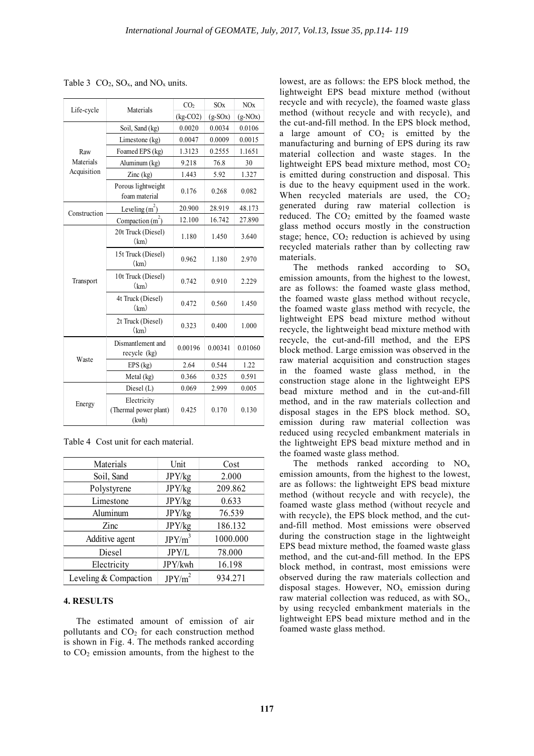Table 3 $CO_2$, $SO_x$, and $NO_x$ units.

| Life-cycle | Materials | $CO_2$ (kg-CO2) | SOx (g-SOx) | NOx (g-NOx) |
|---|---|---|---|---|
| Raw Materials Acquisition | Soil, Sand (kg) | 0.0020 | 0.0034 | 0.0106 |
| | Limestone (kg) | 0.0047 | 0.0009 | 0.0015 |
| | Foamed EPS (kg) | 1.3123 | 0.2555 | 1.1651 |
| | Aluminum (kg) | 9.218 | 76.8 | 30 |
| | Zinc (kg) | 1.443 | 5.92 | 1.327 |
| | Porous lightweight foam material | 0.176 | 0.268 | 0.082 |
| Construction | Leveling ($m^2$) | 20.900 | 28.919 | 48.173 |
| | Compaction ($m^2$) | 12.100 | 16.742 | 27.890 |
| Transport | 20t Truck (Diesel) (km) | 1.180 | 1.450 | 3.640 |
| | 15t Truck (Diesel) (km) | 0.962 | 1.180 | 2.970 |
| | 10t Truck (Diesel) (km) | 0.742 | 0.910 | 2.229 |
| | 4t Truck (Diesel) (km) | 0.472 | 0.560 | 1.450 |
| | 2t Truck (Diesel) (km) | 0.323 | 0.400 | 1.000 |
| Waste | Dismantlement and recycle (kg) | 0.00196 | 0.00341 | 0.01060 |
| | EPS (kg) | 2.64 | 0.544 | 1.22 |
| | Metal (kg) | 0.366 | 0.325 | 0.591 |
| Energy | Diesel (L) | 0.069 | 2.999 | 0.005 |
| | Electricity (Thermal power plant) (kwh) | 0.425 | 0.170 | 0.130 |

Table 4 Cost unit for each material.

| Materials | Unit | Cost |
|---|---|---|
| Soil, Sand | JPY/kg | 2.000 |
| Polystyrene | JPY/kg | 209.862 |
| Limestone | JPY/kg | 0.633 |
| Aluminum | JPY/kg | 76.539 |
| Zinc | JPY/kg | 186.132 |
| Additive agent | JPY/$m^3$ | 1000.000 |
| Diesel | JPY/L | 78.000 |
| Electricity | JPY/kwh | 16.198 |
| Leveling & Compaction | JPY/$m^2$ | 934.271 |

## 4. RESULTS

The estimated amount of emission of air pollutants and $CO_2$ for each construction method is shown in Fig. 4. The methods ranked according to $CO_2$ emission amounts, from the highest to the lowest, are as follows: the EPS block method, the lightweight EPS bead mixture method (without recycle and with recycle), the foamed waste glass method (without recycle and with recycle), and the cut-and-fill method. In the EPS block method, a large amount of $CO_2$ is emitted by the manufacturing and burning of EPS during its raw material collection and waste stages. In the lightweight EPS bead mixture method, most $CO_2$ is emitted during construction and disposal. This is due to the heavy equipment used in the work. When recycled materials are used, the $CO_2$ generated during raw material collection is reduced. The $CO_2$ emitted by the foamed waste glass method occurs mostly in the construction stage; hence, $CO_2$ reduction is achieved by using recycled materials rather than by collecting raw materials.

The methods ranked according to $SO_x$ emission amounts, from the highest to the lowest, are as follows: the foamed waste glass method, the foamed waste glass method without recycle, the foamed waste glass method with recycle, the lightweight EPS bead mixture method without recycle, the lightweight bead mixture method with recycle, the cut-and-fill method, and the EPS block method. Large emission was observed in the raw material acquisition and construction stages in the foamed waste glass method, in the construction stage alone in the lightweight EPS bead mixture method and in the cut-and-fill method, and in the raw materials collection and disposal stages in the EPS block method. $SO_x$ emission during raw material collection was reduced using recycled embankment materials in the lightweight EPS bead mixture method and in the foamed waste glass method.

The methods ranked according to $NO_x$ emission amounts, from the highest to the lowest, are as follows: the lightweight EPS bead mixture method (without recycle and with recycle), the foamed waste glass method (without recycle and with recycle), the EPS block method, and the cut-and-fill method. Most emissions were observed during the construction stage in the lightweight EPS bead mixture method, the foamed waste glass method, and the cut-and-fill method. In the EPS block method, in contrast, most emissions were observed during the raw materials collection and disposal stages. However, $NO_x$ emission during raw material collection was reduced, as with $SO_x$, by using recycled embankment materials in the lightweight EPS bead mixture method and in the foamed waste glass method.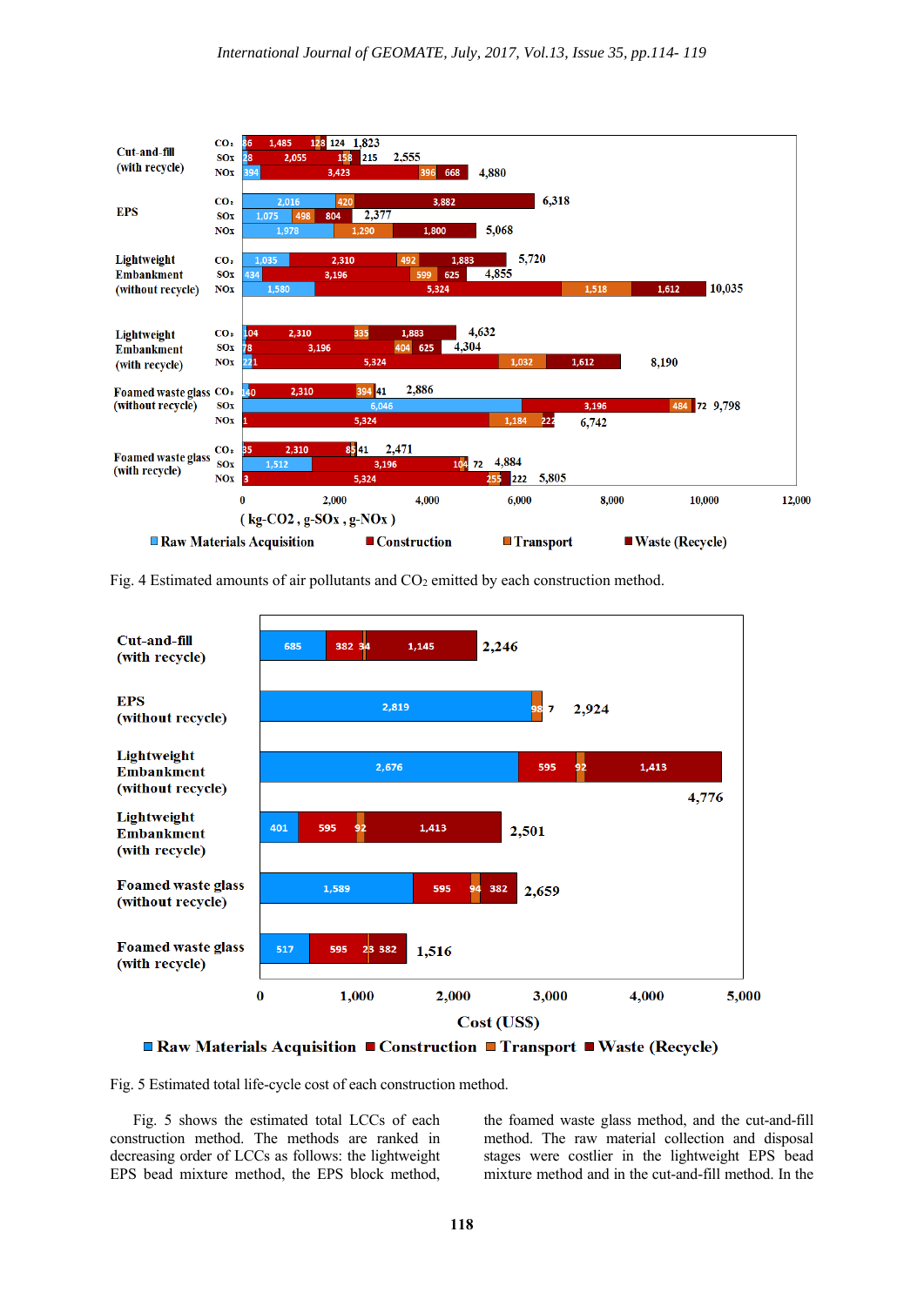Fig. 4 Estimated amounts of air pollutants and $CO_2$ emitted by each construction method.

Fig. 5 Estimated total life-cycle cost of each construction method.

Fig. 5 shows the estimated total LCCs of each construction method. The methods are ranked in decreasing order of LCCs as follows: the lightweight EPS bead mixture method, the EPS block method, the foamed waste glass method, and the cut-and-fill method. The raw material collection and disposal stages were costlier in the lightweight EPS bead mixture method and in the cut-and-fill method. In the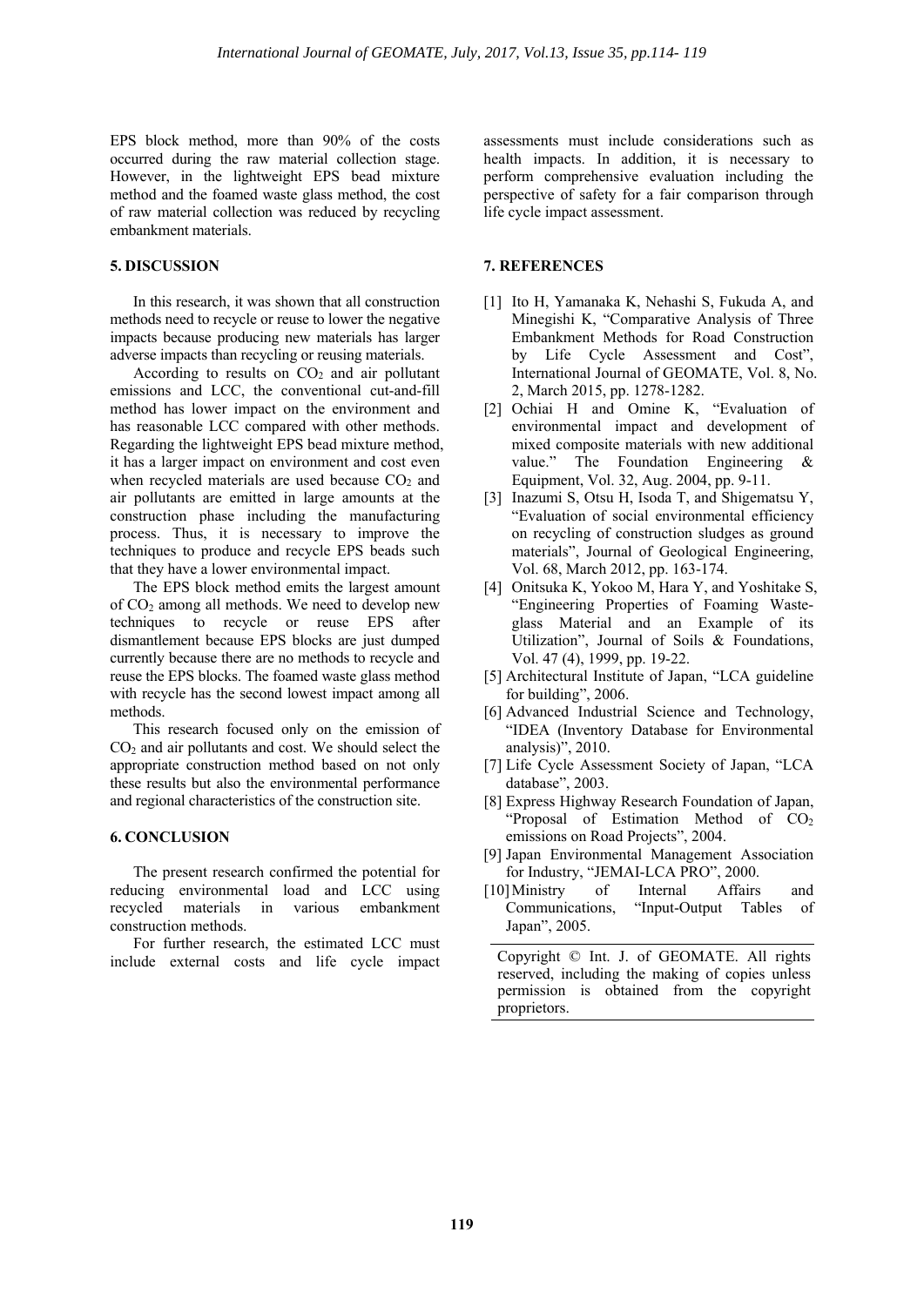EPS block method, more than 90% of the costs occurred during the raw material collection stage. However, in the lightweight EPS bead mixture method and the foamed waste glass method, the cost of raw material collection was reduced by recycling embankment materials.

## 5. DISCUSSION

In this research, it was shown that all construction methods need to recycle or reuse to lower the negative impacts because producing new materials has larger adverse impacts than recycling or reusing materials.

According to results on $CO_2$ and air pollutant emissions and LCC, the conventional cut-and-fill method has lower impact on the environment and has reasonable LCC compared with other methods. Regarding the lightweight EPS bead mixture method, it has a larger impact on environment and cost even when recycled materials are used because $CO_2$ and air pollutants are emitted in large amounts at the construction phase including the manufacturing process. Thus, it is necessary to improve the techniques to produce and recycle EPS beads such that they have a lower environmental impact.

The EPS block method emits the largest amount of $CO_2$ among all methods. We need to develop new techniques to recycle or reuse EPS after dismantlement because EPS blocks are just dumped currently because there are no methods to recycle and reuse the EPS blocks. The foamed waste glass method with recycle has the second lowest impact among all methods.

This research focused only on the emission of $CO_2$ and air pollutants and cost. We should select the appropriate construction method based on not only these results but also the environmental performance and regional characteristics of the construction site.

## 6. CONCLUSION

The present research confirmed the potential for reducing environmental load and LCC using recycled materials in various embankment construction methods.

For further research, the estimated LCC must include external costs and life cycle impact assessments must include considerations such as health impacts. In addition, it is necessary to perform comprehensive evaluation including the perspective of safety for a fair comparison through life cycle impact assessment.

## 7. REFERENCES

[1] Ito H, Yamanaka K, Nehashi S, Fukuda A, and Minegishi K, "Comparative Analysis of Three Embankment Methods for Road Construction by Life Cycle Assessment and Cost", International Journal of GEOMATE, Vol. 8, No. 2, March 2015, pp. 1278-1282.

[2] Ochiai H and Omine K, "Evaluation of environmental impact and development of mixed composite materials with new additional value." The Foundation Engineering & Equipment, Vol. 32, Aug. 2004, pp. 9-11.

[3] Inazumi S, Otsu H, Isoda T, and Shigematsu Y, "Evaluation of social environmental efficiency on recycling of construction sludges as ground materials", Journal of Geological Engineering, Vol. 68, March 2012, pp. 163-174.

[4] Onitsuka K, Yokoo M, Hara Y, and Yoshitake S, "Engineering Properties of Foaming Waste-glass Material and an Example of its Utilization", Journal of Soils & Foundations, Vol. 47 (4), 1999, pp. 19-22.

[5] Architectural Institute of Japan, "LCA guideline for building", 2006.

[6] Advanced Industrial Science and Technology, "IDEA (Inventory Database for Environmental analysis)", 2010.

[7] Life Cycle Assessment Society of Japan, "LCA database", 2003.

[8] Express Highway Research Foundation of Japan, "Proposal of Estimation Method of $CO_2$ emissions on Road Projects", 2004.

[9] Japan Environmental Management Association for Industry, "JEMAI-LCA PRO", 2000.

[10] Ministry of Internal Affairs and Communications, "Input-Output Tables of Japan", 2005.

Copyright © Int. J. of GEOMATE. All rights reserved, including the making of copies unless permission is obtained from the copyright proprietors.